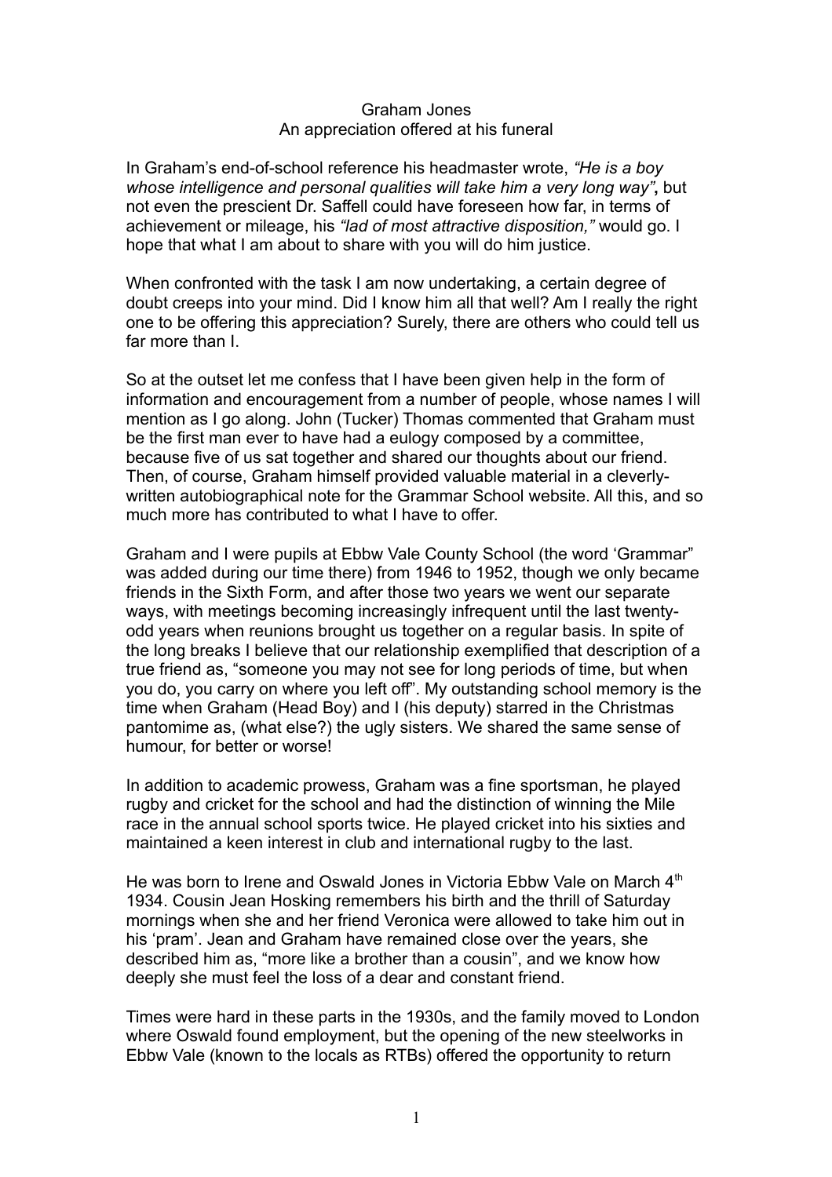Graham Jones

An appreciation offered at his funeral

In Graham's end-of-school reference his headmaster wrote, *"He is a boy whose intelligence and personal qualities will take him a very long way"***,** but not even the prescient Dr. Saffell could have foreseen how far, in terms of achievement or mileage, his *"lad of most attractive disposition,"* would go. I hope that what I am about to share with you will do him justice.

When confronted with the task I am now undertaking, a certain degree of doubt creeps into your mind. Did I know him all that well? Am I really the right one to be offering this appreciation? Surely, there are others who could tell us far more than I.

So at the outset let me confess that I have been given help in the form of information and encouragement from a number of people, whose names I will mention as I go along. John (Tucker) Thomas commented that Graham must be the first man ever to have had a eulogy composed by a committee, because five of us sat together and shared our thoughts about our friend. Then, of course, Graham himself provided valuable material in a cleverly-written autobiographical note for the Grammar School website. All this, and so much more has contributed to what I have to offer.

Graham and I were pupils at Ebbw Vale County School (the word 'Grammar" was added during our time there) from 1946 to 1952, though we only became friends in the Sixth Form, and after those two years we went our separate ways, with meetings becoming increasingly infrequent until the last twenty-odd years when reunions brought us together on a regular basis. In spite of the long breaks I believe that our relationship exemplified that description of a true friend as, "someone you may not see for long periods of time, but when you do, you carry on where you left off". My outstanding school memory is the time when Graham (Head Boy) and I (his deputy) starred in the Christmas pantomime as, (what else?) the ugly sisters. We shared the same sense of humour, for better or worse!

In addition to academic prowess, Graham was a fine sportsman, he played rugby and cricket for the school and had the distinction of winning the Mile race in the annual school sports twice. He played cricket into his sixties and maintained a keen interest in club and international rugby to the last.

He was born to Irene and Oswald Jones in Victoria Ebbw Vale on March 4th 1934. Cousin Jean Hosking remembers his birth and the thrill of Saturday mornings when she and her friend Veronica were allowed to take him out in his 'pram'. Jean and Graham have remained close over the years, she described him as, "more like a brother than a cousin", and we know how deeply she must feel the loss of a dear and constant friend.

Times were hard in these parts in the 1930s, and the family moved to London where Oswald found employment, but the opening of the new steelworks in Ebbw Vale (known to the locals as RTBs) offered the opportunity to return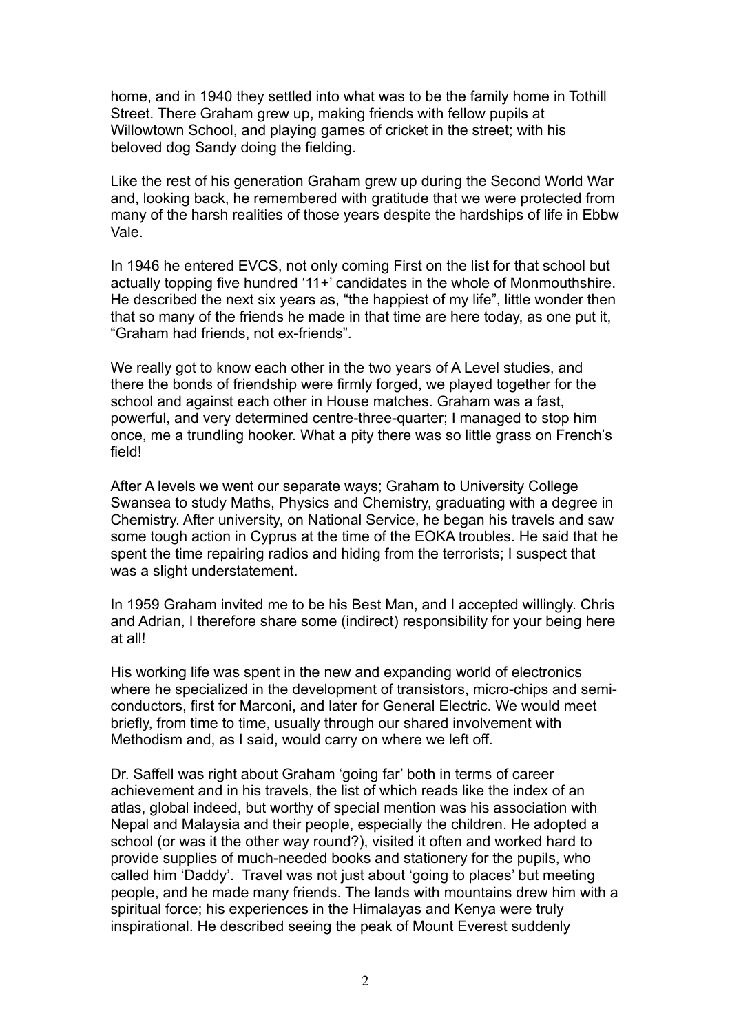home, and in 1940 they settled into what was to be the family home in Tothill Street. There Graham grew up, making friends with fellow pupils at Willowtown School, and playing games of cricket in the street; with his beloved dog Sandy doing the fielding.

Like the rest of his generation Graham grew up during the Second World War and, looking back, he remembered with gratitude that we were protected from many of the harsh realities of those years despite the hardships of life in Ebbw Vale.

In 1946 he entered EVCS, not only coming First on the list for that school but actually topping five hundred '11+' candidates in the whole of Monmouthshire. He described the next six years as, "the happiest of my life", little wonder then that so many of the friends he made in that time are here today, as one put it, "Graham had friends, not ex-friends".

We really got to know each other in the two years of A Level studies, and there the bonds of friendship were firmly forged, we played together for the school and against each other in House matches. Graham was a fast, powerful, and very determined centre-three-quarter; I managed to stop him once, me a trundling hooker. What a pity there was so little grass on French's field!

After A levels we went our separate ways; Graham to University College Swansea to study Maths, Physics and Chemistry, graduating with a degree in Chemistry. After university, on National Service, he began his travels and saw some tough action in Cyprus at the time of the EOKA troubles. He said that he spent the time repairing radios and hiding from the terrorists; I suspect that was a slight understatement.

In 1959 Graham invited me to be his Best Man, and I accepted willingly. Chris and Adrian, I therefore share some (indirect) responsibility for your being here at all!

His working life was spent in the new and expanding world of electronics where he specialized in the development of transistors, micro-chips and semi-conductors, first for Marconi, and later for General Electric. We would meet briefly, from time to time, usually through our shared involvement with Methodism and, as I said, would carry on where we left off.

Dr. Saffell was right about Graham 'going far' both in terms of career achievement and in his travels, the list of which reads like the index of an atlas, global indeed, but worthy of special mention was his association with Nepal and Malaysia and their people, especially the children. He adopted a school (or was it the other way round?), visited it often and worked hard to provide supplies of much-needed books and stationery for the pupils, who called him 'Daddy'. Travel was not just about 'going to places' but meeting people, and he made many friends. The lands with mountains drew him with a spiritual force; his experiences in the Himalayas and Kenya were truly inspirational. He described seeing the peak of Mount Everest suddenly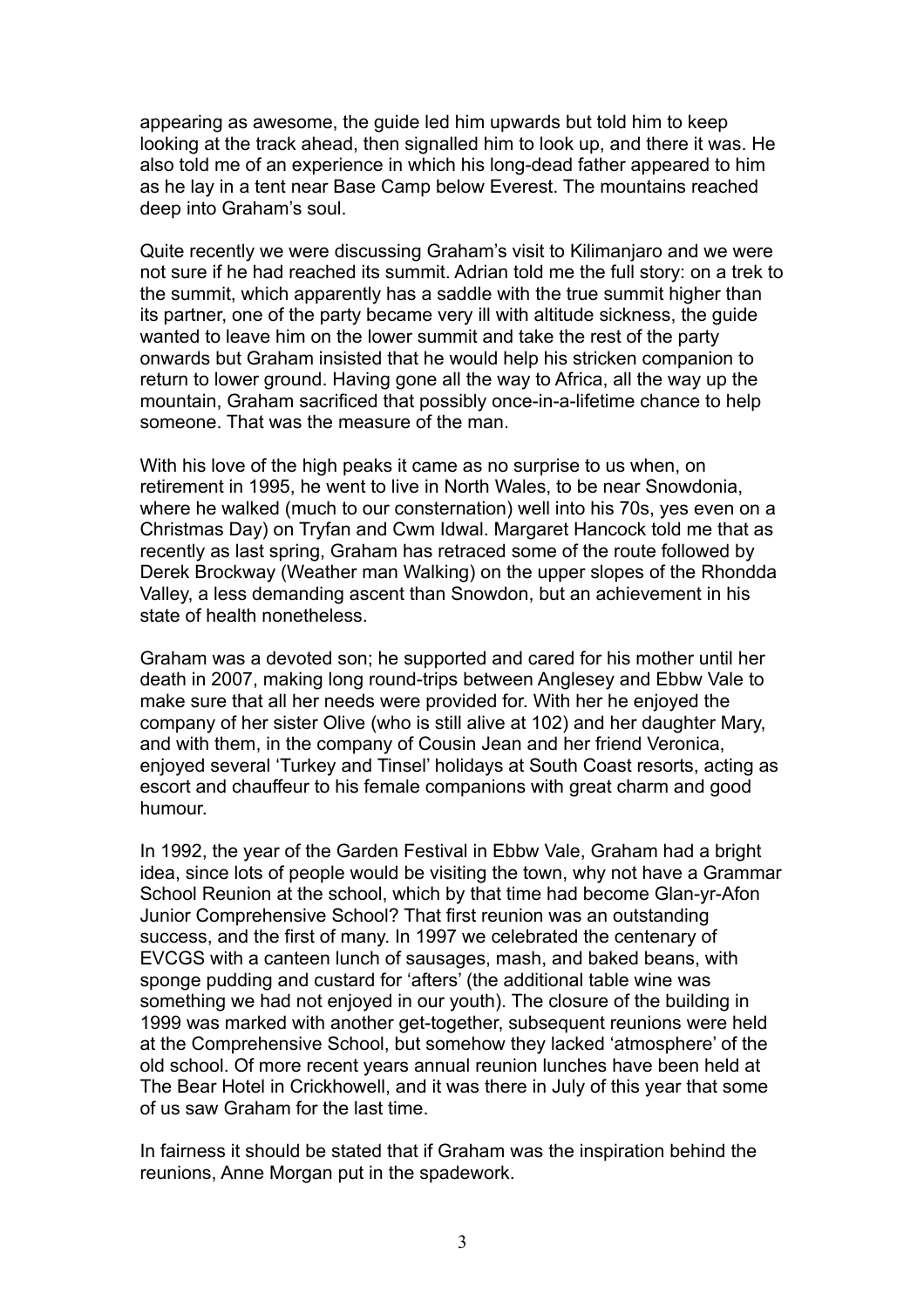appearing as awesome, the guide led him upwards but told him to keep looking at the track ahead, then signalled him to look up, and there it was. He also told me of an experience in which his long-dead father appeared to him as he lay in a tent near Base Camp below Everest. The mountains reached deep into Graham's soul.

Quite recently we were discussing Graham's visit to Kilimanjaro and we were not sure if he had reached its summit. Adrian told me the full story: on a trek to the summit, which apparently has a saddle with the true summit higher than its partner, one of the party became very ill with altitude sickness, the guide wanted to leave him on the lower summit and take the rest of the party onwards but Graham insisted that he would help his stricken companion to return to lower ground. Having gone all the way to Africa, all the way up the mountain, Graham sacrificed that possibly once-in-a-lifetime chance to help someone. That was the measure of the man.

With his love of the high peaks it came as no surprise to us when, on retirement in 1995, he went to live in North Wales, to be near Snowdonia, where he walked (much to our consternation) well into his 70s, yes even on a Christmas Day) on Tryfan and Cwm Idwal. Margaret Hancock told me that as recently as last spring, Graham has retraced some of the route followed by Derek Brockway (Weather man Walking) on the upper slopes of the Rhondda Valley, a less demanding ascent than Snowdon, but an achievement in his state of health nonetheless.

Graham was a devoted son; he supported and cared for his mother until her death in 2007, making long round-trips between Anglesey and Ebbw Vale to make sure that all her needs were provided for. With her he enjoyed the company of her sister Olive (who is still alive at 102) and her daughter Mary, and with them, in the company of Cousin Jean and her friend Veronica, enjoyed several 'Turkey and Tinsel' holidays at South Coast resorts, acting as escort and chauffeur to his female companions with great charm and good humour.

In 1992, the year of the Garden Festival in Ebbw Vale, Graham had a bright idea, since lots of people would be visiting the town, why not have a Grammar School Reunion at the school, which by that time had become Glan-yr-Afon Junior Comprehensive School? That first reunion was an outstanding success, and the first of many. In 1997 we celebrated the centenary of EVCGS with a canteen lunch of sausages, mash, and baked beans, with sponge pudding and custard for 'afters' (the additional table wine was something we had not enjoyed in our youth). The closure of the building in 1999 was marked with another get-together, subsequent reunions were held at the Comprehensive School, but somehow they lacked 'atmosphere' of the old school. Of more recent years annual reunion lunches have been held at The Bear Hotel in Crickhowell, and it was there in July of this year that some of us saw Graham for the last time.

In fairness it should be stated that if Graham was the inspiration behind the reunions, Anne Morgan put in the spadework.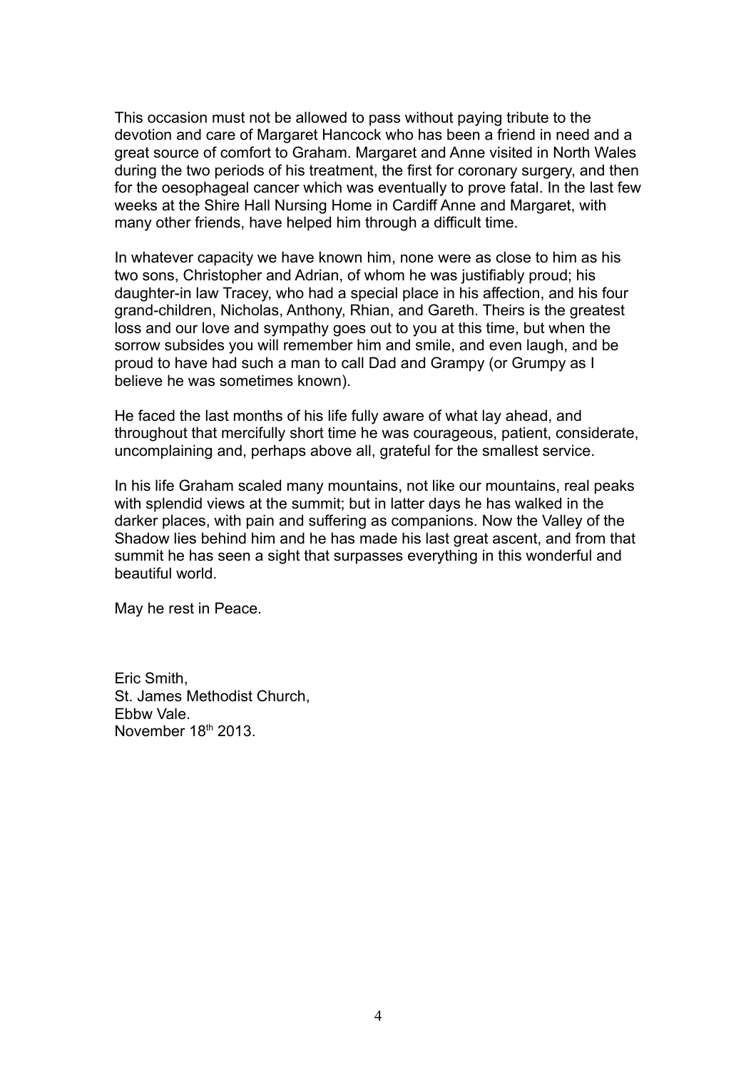This occasion must not be allowed to pass without paying tribute to the devotion and care of Margaret Hancock who has been a friend in need and a great source of comfort to Graham. Margaret and Anne visited in North Wales during the two periods of his treatment, the first for coronary surgery, and then for the oesophageal cancer which was eventually to prove fatal. In the last few weeks at the Shire Hall Nursing Home in Cardiff Anne and Margaret, with many other friends, have helped him through a difficult time.

In whatever capacity we have known him, none were as close to him as his two sons, Christopher and Adrian, of whom he was justifiably proud; his daughter-in law Tracey, who had a special place in his affection, and his four grand-children, Nicholas, Anthony, Rhian, and Gareth. Theirs is the greatest loss and our love and sympathy goes out to you at this time, but when the sorrow subsides you will remember him and smile, and even laugh, and be proud to have had such a man to call Dad and Grampy (or Grumpy as I believe he was sometimes known).

He faced the last months of his life fully aware of what lay ahead, and throughout that mercifully short time he was courageous, patient, considerate, uncomplaining and, perhaps above all, grateful for the smallest service.

In his life Graham scaled many mountains, not like our mountains, real peaks with splendid views at the summit; but in latter days he has walked in the darker places, with pain and suffering as companions. Now the Valley of the Shadow lies behind him and he has made his last great ascent, and from that summit he has seen a sight that surpasses everything in this wonderful and beautiful world.

May he rest in Peace.

Eric Smith,
St. James Methodist Church,
Ebbw Vale.
November 18th 2013.